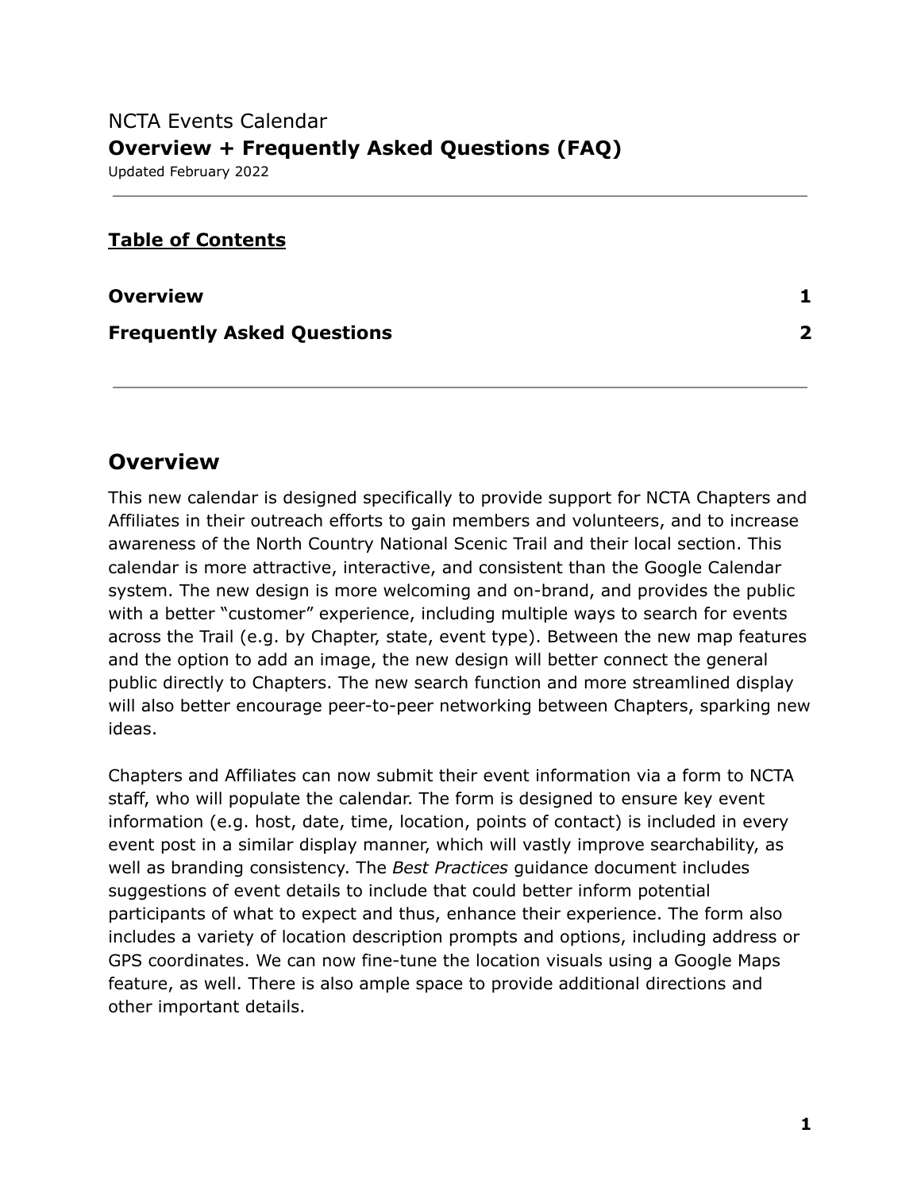NCTA Events Calendar

# Overview + Frequently Asked Questions (FAQ)

Updated February 2022

---

**Table of Contents**

| | |
|---|---|
| **Overview** | **1** |
| **Frequently Asked Questions** | **2** |

---

## Overview

This new calendar is designed specifically to provide support for NCTA Chapters and Affiliates in their outreach efforts to gain members and volunteers, and to increase awareness of the North Country National Scenic Trail and their local section. This calendar is more attractive, interactive, and consistent than the Google Calendar system. The new design is more welcoming and on-brand, and provides the public with a better "customer" experience, including multiple ways to search for events across the Trail (e.g. by Chapter, state, event type). Between the new map features and the option to add an image, the new design will better connect the general public directly to Chapters. The new search function and more streamlined display will also better encourage peer-to-peer networking between Chapters, sparking new ideas.

Chapters and Affiliates can now submit their event information via a form to NCTA staff, who will populate the calendar. The form is designed to ensure key event information (e.g. host, date, time, location, points of contact) is included in every event post in a similar display manner, which will vastly improve searchability, as well as branding consistency. The *Best Practices* guidance document includes suggestions of event details to include that could better inform potential participants of what to expect and thus, enhance their experience. The form also includes a variety of location description prompts and options, including address or GPS coordinates. We can now fine-tune the location visuals using a Google Maps feature, as well. There is also ample space to provide additional directions and other important details.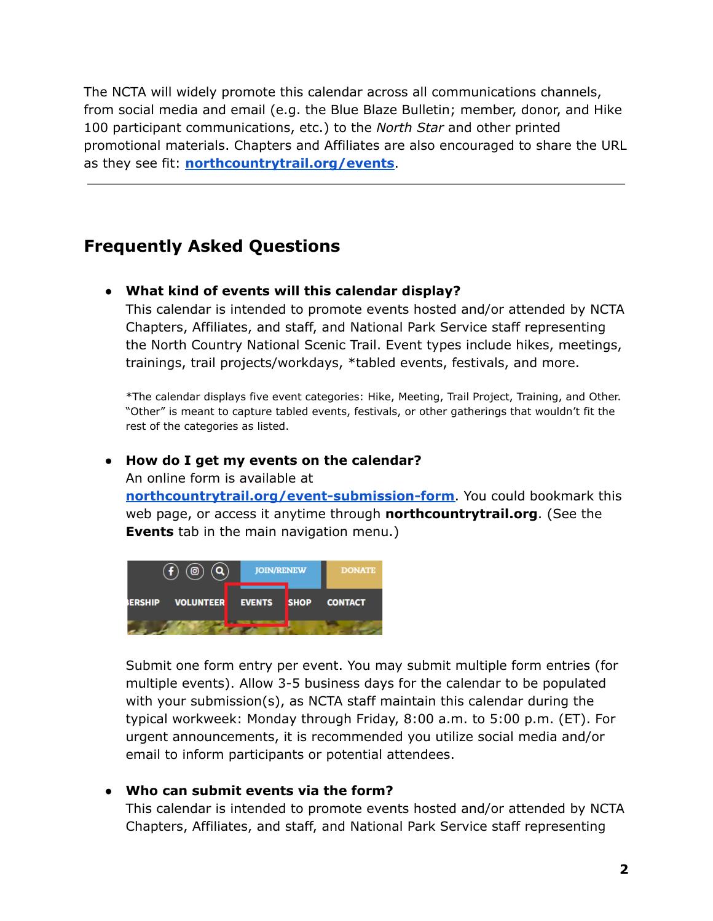The NCTA will widely promote this calendar across all communications channels, from social media and email (e.g. the Blue Blaze Bulletin; member, donor, and Hike 100 participant communications, etc.) to the *North Star* and other printed promotional materials. Chapters and Affiliates are also encouraged to share the URL as they see fit: **[northcountrytrail.org/events](https://northcountrytrail.org/events)**.

---

## Frequently Asked Questions

- **What kind of events will this calendar display?**
  This calendar is intended to promote events hosted and/or attended by NCTA Chapters, Affiliates, and staff, and National Park Service staff representing the North Country National Scenic Trail. Event types include hikes, meetings, trainings, trail projects/workdays, *tabled events, festivals, and more.

  *The calendar displays five event categories: Hike, Meeting, Trail Project, Training, and Other. "Other" is meant to capture tabled events, festivals, or other gatherings that wouldn't fit the rest of the categories as listed.

- **How do I get my events on the calendar?**
  An online form is available at **[northcountrytrail.org/event-submission-form](https://northcountrytrail.org/event-submission-form)**. You could bookmark this web page, or access it anytime through **northcountrytrail.org**. (See the **Events** tab in the main navigation menu.)

  Submit one form entry per event. You may submit multiple form entries (for multiple events). Allow 3-5 business days for the calendar to be populated with your submission(s), as NCTA staff maintain this calendar during the typical workweek: Monday through Friday, 8:00 a.m. to 5:00 p.m. (ET). For urgent announcements, it is recommended you utilize social media and/or email to inform participants or potential attendees.

- **Who can submit events via the form?**
  This calendar is intended to promote events hosted and/or attended by NCTA Chapters, Affiliates, and staff, and National Park Service staff representing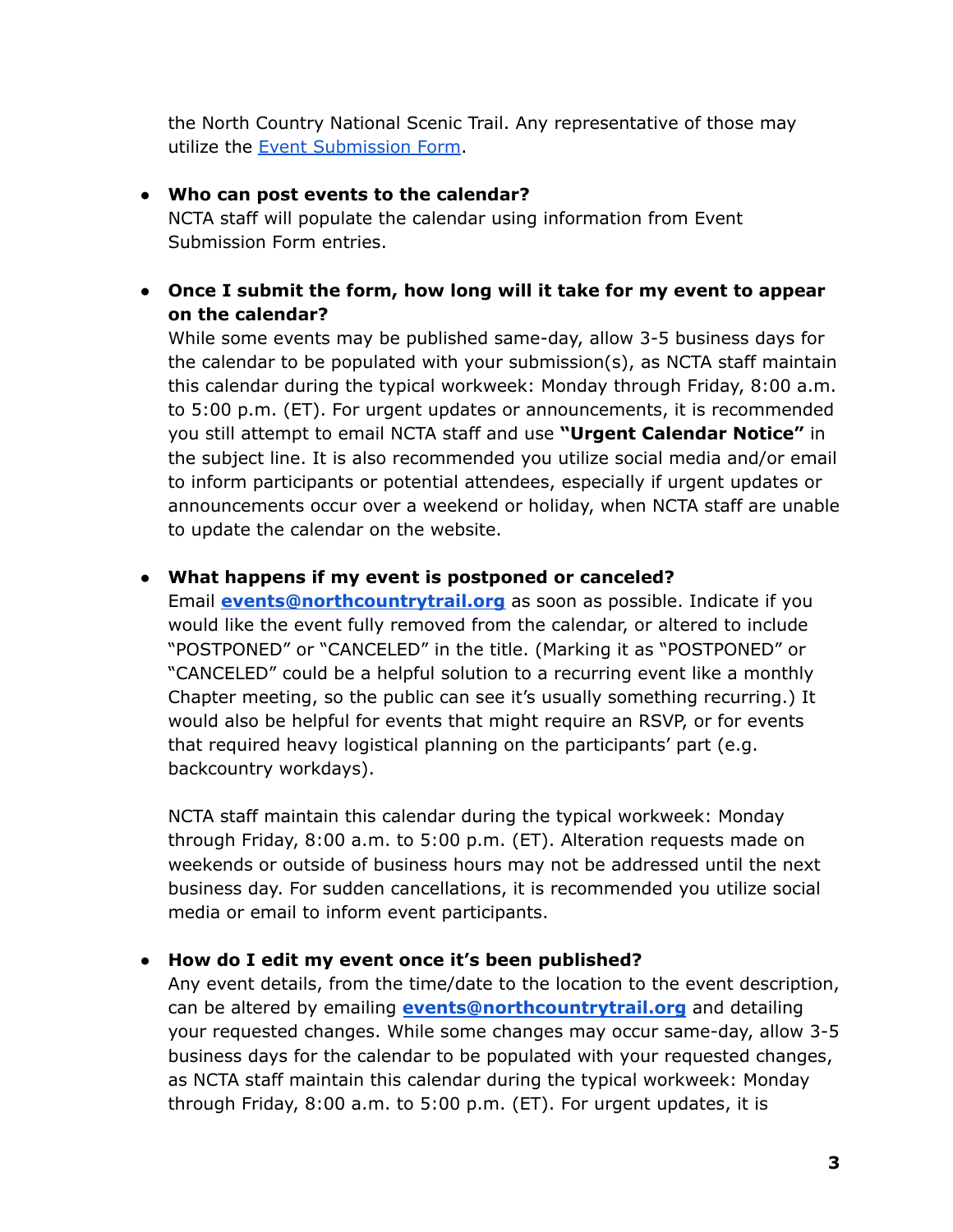the North Country National Scenic Trail. Any representative of those may utilize the [Event Submission Form](#).

- **Who can post events to the calendar?**
  NCTA staff will populate the calendar using information from Event Submission Form entries.

- **Once I submit the form, how long will it take for my event to appear on the calendar?**
  While some events may be published same-day, allow 3-5 business days for the calendar to be populated with your submission(s), as NCTA staff maintain this calendar during the typical workweek: Monday through Friday, 8:00 a.m. to 5:00 p.m. (ET). For urgent updates or announcements, it is recommended you still attempt to email NCTA staff and use **"Urgent Calendar Notice"** in the subject line. It is also recommended you utilize social media and/or email to inform participants or potential attendees, especially if urgent updates or announcements occur over a weekend or holiday, when NCTA staff are unable to update the calendar on the website.

- **What happens if my event is postponed or canceled?**
  Email **[events@northcountrytrail.org](mailto:events@northcountrytrail.org)** as soon as possible. Indicate if you would like the event fully removed from the calendar, or altered to include "POSTPONED" or "CANCELED" in the title. (Marking it as "POSTPONED" or "CANCELED" could be a helpful solution to a recurring event like a monthly Chapter meeting, so the public can see it's usually something recurring.) It would also be helpful for events that might require an RSVP, or for events that required heavy logistical planning on the participants' part (e.g. backcountry workdays).

  NCTA staff maintain this calendar during the typical workweek: Monday through Friday, 8:00 a.m. to 5:00 p.m. (ET). Alteration requests made on weekends or outside of business hours may not be addressed until the next business day. For sudden cancellations, it is recommended you utilize social media or email to inform event participants.

- **How do I edit my event once it's been published?**
  Any event details, from the time/date to the location to the event description, can be altered by emailing **[events@northcountrytrail.org](mailto:events@northcountrytrail.org)** and detailing your requested changes. While some changes may occur same-day, allow 3-5 business days for the calendar to be populated with your requested changes, as NCTA staff maintain this calendar during the typical workweek: Monday through Friday, 8:00 a.m. to 5:00 p.m. (ET). For urgent updates, it is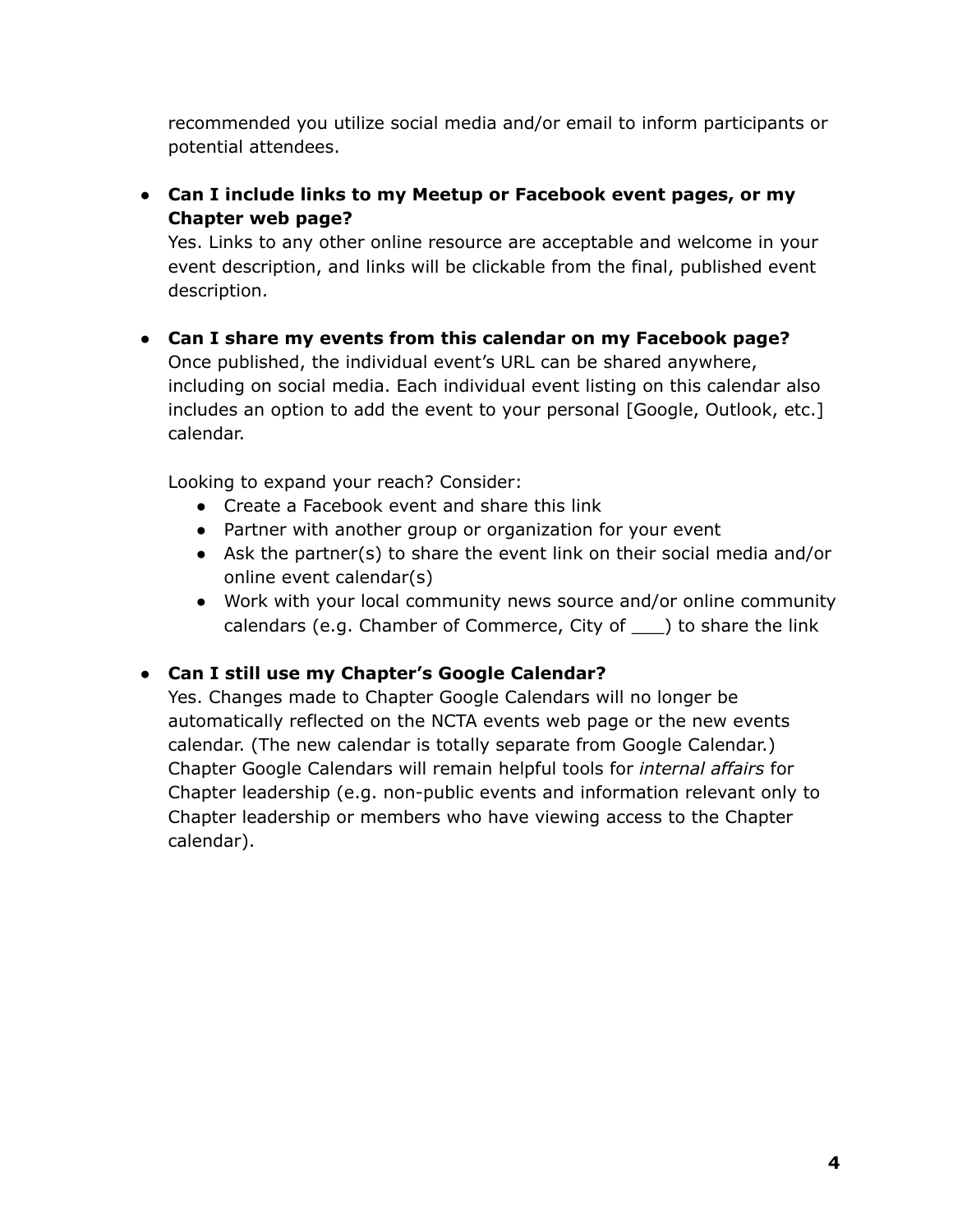recommended you utilize social media and/or email to inform participants or potential attendees.

- **Can I include links to my Meetup or Facebook event pages, or my Chapter web page?**
  Yes. Links to any other online resource are acceptable and welcome in your event description, and links will be clickable from the final, published event description.

- **Can I share my events from this calendar on my Facebook page?**
  Once published, the individual event's URL can be shared anywhere, including on social media. Each individual event listing on this calendar also includes an option to add the event to your personal [Google, Outlook, etc.] calendar.

  Looking to expand your reach? Consider:
  - Create a Facebook event and share this link
  - Partner with another group or organization for your event
  - Ask the partner(s) to share the event link on their social media and/or online event calendar(s)
  - Work with your local community news source and/or online community calendars (e.g. Chamber of Commerce, City of ___) to share the link

- **Can I still use my Chapter's Google Calendar?**
  Yes. Changes made to Chapter Google Calendars will no longer be automatically reflected on the NCTA events web page or the new events calendar. (The new calendar is totally separate from Google Calendar.) Chapter Google Calendars will remain helpful tools for *internal affairs* for Chapter leadership (e.g. non-public events and information relevant only to Chapter leadership or members who have viewing access to the Chapter calendar).